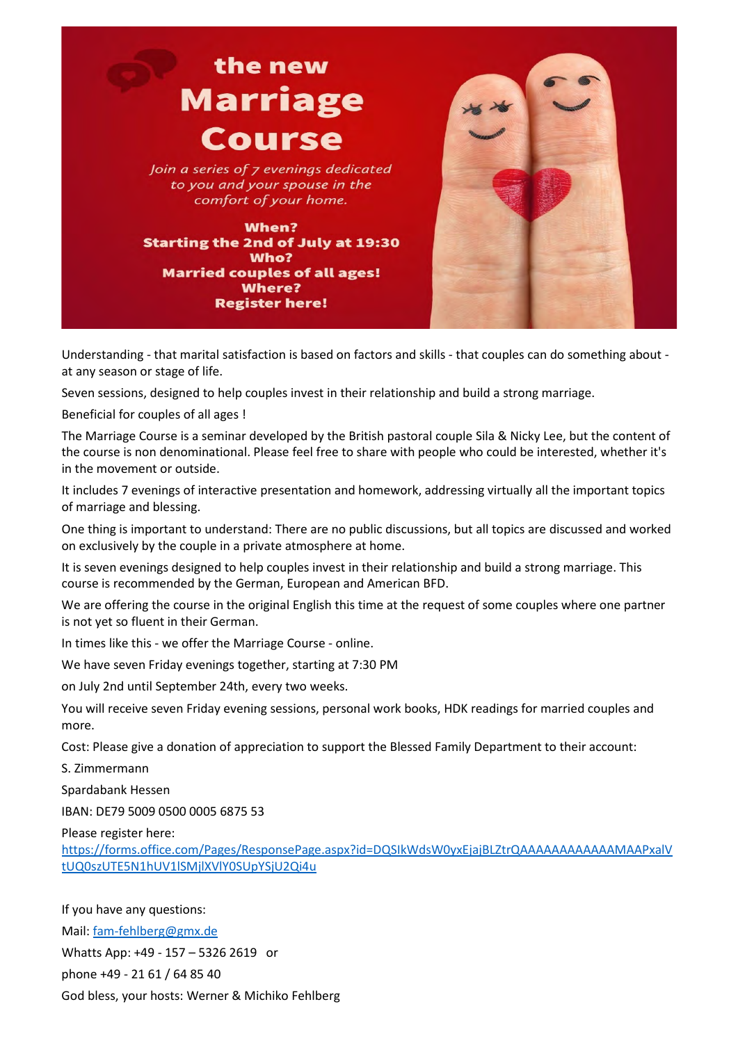# the new Marriage Course

*Join a series of 7 evenings dedicated to you and your spouse in the comfort of your home.*

**When?**
**Starting the 2nd of July at 19:30**
**Who?**
**Married couples of all ages!**
**Where?**
**Register here!**

Understanding - that marital satisfaction is based on factors and skills - that couples can do something about - at any season or stage of life.

Seven sessions, designed to help couples invest in their relationship and build a strong marriage.

Beneficial for couples of all ages !

The Marriage Course is a seminar developed by the British pastoral couple Sila & Nicky Lee, but the content of the course is non denominational. Please feel free to share with people who could be interested, whether it's in the movement or outside.

It includes 7 evenings of interactive presentation and homework, addressing virtually all the important topics of marriage and blessing.

One thing is important to understand: There are no public discussions, but all topics are discussed and worked on exclusively by the couple in a private atmosphere at home.

It is seven evenings designed to help couples invest in their relationship and build a strong marriage. This course is recommended by the German, European and American BFD.

We are offering the course in the original English this time at the request of some couples where one partner is not yet so fluent in their German.

In times like this - we offer the Marriage Course - online.

We have seven Friday evenings together, starting at 7:30 PM

on July 2nd until September 24th, every two weeks.

You will receive seven Friday evening sessions, personal work books, HDK readings for married couples and more.

Cost: Please give a donation of appreciation to support the Blessed Family Department to their account:

S. Zimmermann

Spardabank Hessen

IBAN: DE79 5009 0500 0005 6875 53

Please register here:
https://forms.office.com/Pages/ResponsePage.aspx?id=DQSIkWdsW0yxEjajBLZtrQAAAAAAAAAAAAMAAPxalVtUQ0szUTE5N1hUV1lSMjlXVlY0SUpYSjU2Qi4u

If you have any questions:

Mail: fam-fehlberg@gmx.de

Whatts App: +49 - 157 – 5326 2619 or

phone +49 - 21 61 / 64 85 40

God bless, your hosts: Werner & Michiko Fehlberg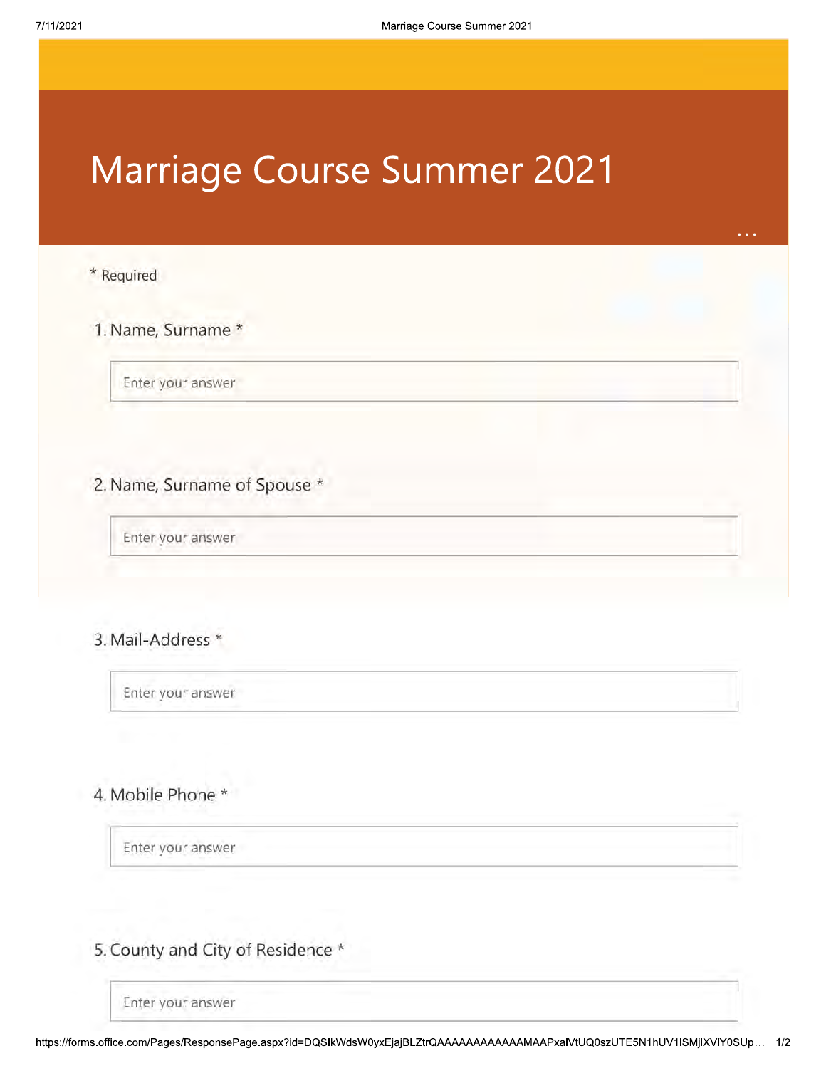# Marriage Course Summer 2021

\* Required

1. Name, Surname *

Enter your answer

2. Name, Surname of Spouse *

Enter your answer

3. Mail-Address *

Enter your answer

4. Mobile Phone *

Enter your answer

5. County and City of Residence *

Enter your answer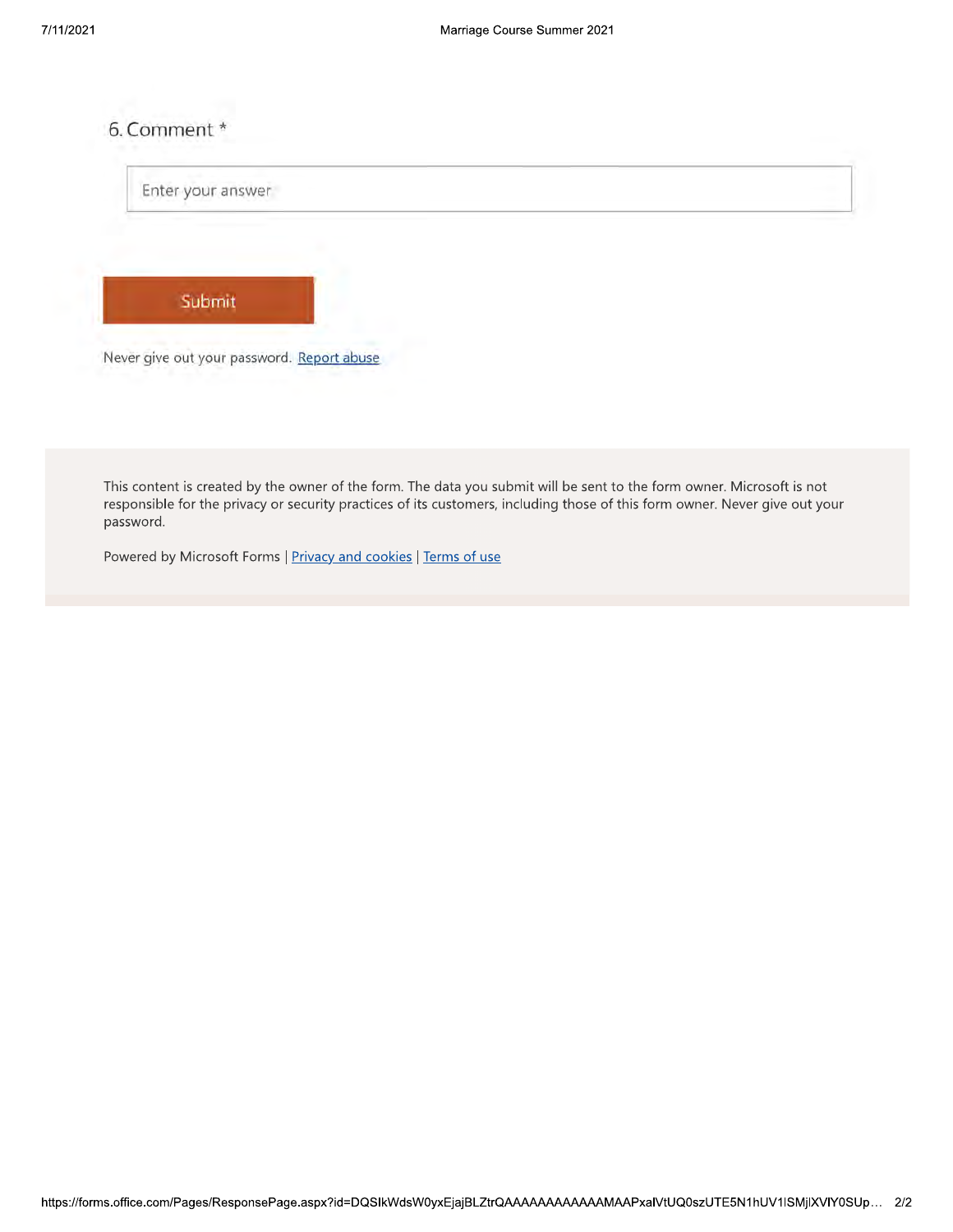6. Comment *

Enter your answer

Submit

Never give out your password. Report abuse

This content is created by the owner of the form. The data you submit will be sent to the form owner. Microsoft is not responsible for the privacy or security practices of its customers, including those of this form owner. Never give out your password.

Powered by Microsoft Forms | Privacy and cookies | Terms of use